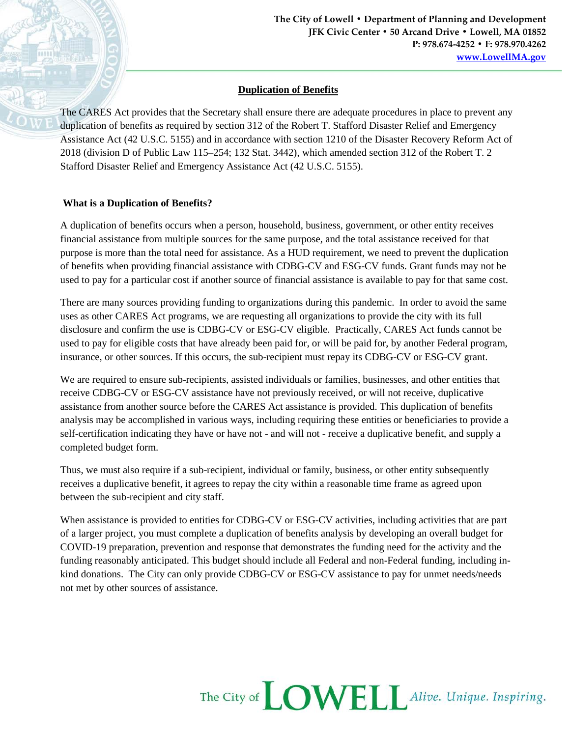The City of Lowell • Department of Planning and Development
JFK Civic Center • 50 Arcand Drive • Lowell, MA 01852
P: 978.674-4252 • F: 978.970.4262
www.LowellMA.gov

## Duplication of Benefits

The CARES Act provides that the Secretary shall ensure there are adequate procedures in place to prevent any duplication of benefits as required by section 312 of the Robert T. Stafford Disaster Relief and Emergency Assistance Act (42 U.S.C. 5155) and in accordance with section 1210 of the Disaster Recovery Reform Act of 2018 (division D of Public Law 115–254; 132 Stat. 3442), which amended section 312 of the Robert T. 2 Stafford Disaster Relief and Emergency Assistance Act (42 U.S.C. 5155).

### What is a Duplication of Benefits?

A duplication of benefits occurs when a person, household, business, government, or other entity receives financial assistance from multiple sources for the same purpose, and the total assistance received for that purpose is more than the total need for assistance. As a HUD requirement, we need to prevent the duplication of benefits when providing financial assistance with CDBG-CV and ESG-CV funds. Grant funds may not be used to pay for a particular cost if another source of financial assistance is available to pay for that same cost.

There are many sources providing funding to organizations during this pandemic. In order to avoid the same uses as other CARES Act programs, we are requesting all organizations to provide the city with its full disclosure and confirm the use is CDBG-CV or ESG-CV eligible. Practically, CARES Act funds cannot be used to pay for eligible costs that have already been paid for, or will be paid for, by another Federal program, insurance, or other sources. If this occurs, the sub-recipient must repay its CDBG-CV or ESG-CV grant.

We are required to ensure sub-recipients, assisted individuals or families, businesses, and other entities that receive CDBG-CV or ESG-CV assistance have not previously received, or will not receive, duplicative assistance from another source before the CARES Act assistance is provided. This duplication of benefits analysis may be accomplished in various ways, including requiring these entities or beneficiaries to provide a self-certification indicating they have or have not - and will not - receive a duplicative benefit, and supply a completed budget form.

Thus, we must also require if a sub-recipient, individual or family, business, or other entity subsequently receives a duplicative benefit, it agrees to repay the city within a reasonable time frame as agreed upon between the sub-recipient and city staff.

When assistance is provided to entities for CDBG-CV or ESG-CV activities, including activities that are part of a larger project, you must complete a duplication of benefits analysis by developing an overall budget for COVID-19 preparation, prevention and response that demonstrates the funding need for the activity and the funding reasonably anticipated. This budget should include all Federal and non-Federal funding, including in-kind donations. The City can only provide CDBG-CV or ESG-CV assistance to pay for unmet needs/needs not met by other sources of assistance.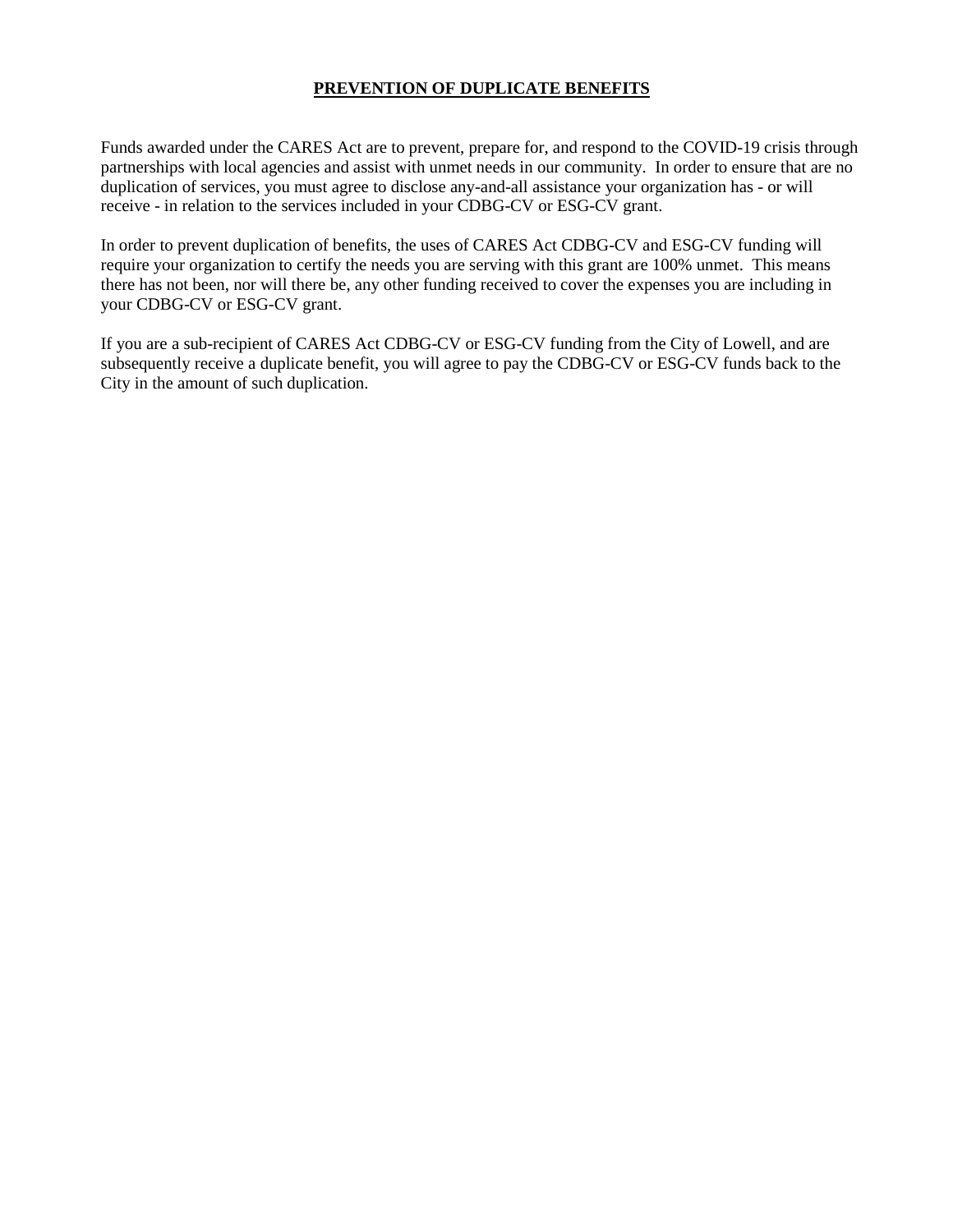## PREVENTION OF DUPLICATE BENEFITS

Funds awarded under the CARES Act are to prevent, prepare for, and respond to the COVID-19 crisis through partnerships with local agencies and assist with unmet needs in our community. In order to ensure that are no duplication of services, you must agree to disclose any-and-all assistance your organization has - or will receive - in relation to the services included in your CDBG-CV or ESG-CV grant.

In order to prevent duplication of benefits, the uses of CARES Act CDBG-CV and ESG-CV funding will require your organization to certify the needs you are serving with this grant are 100% unmet. This means there has not been, nor will there be, any other funding received to cover the expenses you are including in your CDBG-CV or ESG-CV grant.

If you are a sub-recipient of CARES Act CDBG-CV or ESG-CV funding from the City of Lowell, and are subsequently receive a duplicate benefit, you will agree to pay the CDBG-CV or ESG-CV funds back to the City in the amount of such duplication.